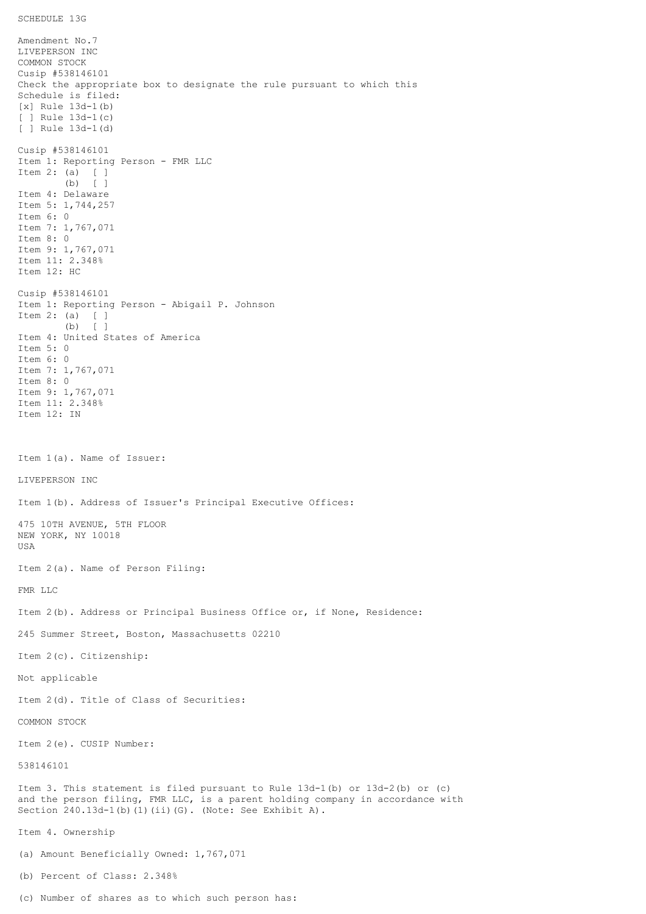SCHEDULE 13G

Amendment No.7
LIVEPERSON INC
COMMON STOCK
Cusip #538146101
Check the appropriate box to designate the rule pursuant to which this Schedule is filed:
[x] Rule 13d-1(b)
[ ] Rule 13d-1(c)
[ ] Rule 13d-1(d)

Cusip #538146101
Item 1: Reporting Person - FMR LLC
Item 2: (a) [ ]
(b) [ ]
Item 4: Delaware
Item 5: 1,744,257
Item 6: 0
Item 7: 1,767,071
Item 8: 0
Item 9: 1,767,071
Item 11: 2.348%
Item 12: HC

Cusip #538146101
Item 1: Reporting Person - Abigail P. Johnson
Item 2: (a) [ ]
(b) [ ]
Item 4: United States of America
Item 5: 0
Item 6: 0
Item 7: 1,767,071
Item 8: 0
Item 9: 1,767,071
Item 11: 2.348%
Item 12: IN

Item 1(a). Name of Issuer:

LIVEPERSON INC

Item 1(b). Address of Issuer's Principal Executive Offices:

475 10TH AVENUE, 5TH FLOOR
NEW YORK, NY 10018
USA

Item 2(a). Name of Person Filing:

FMR LLC

Item 2(b). Address or Principal Business Office or, if None, Residence:

245 Summer Street, Boston, Massachusetts 02210

Item 2(c). Citizenship:

Not applicable

Item 2(d). Title of Class of Securities:

COMMON STOCK

Item 2(e). CUSIP Number:

538146101

Item 3. This statement is filed pursuant to Rule 13d-1(b) or 13d-2(b) or (c) and the person filing, FMR LLC, is a parent holding company in accordance with Section 240.13d-1(b)(1)(ii)(G). (Note: See Exhibit A).

Item 4. Ownership

(a) Amount Beneficially Owned: 1,767,071

(b) Percent of Class: 2.348%

(c) Number of shares as to which such person has: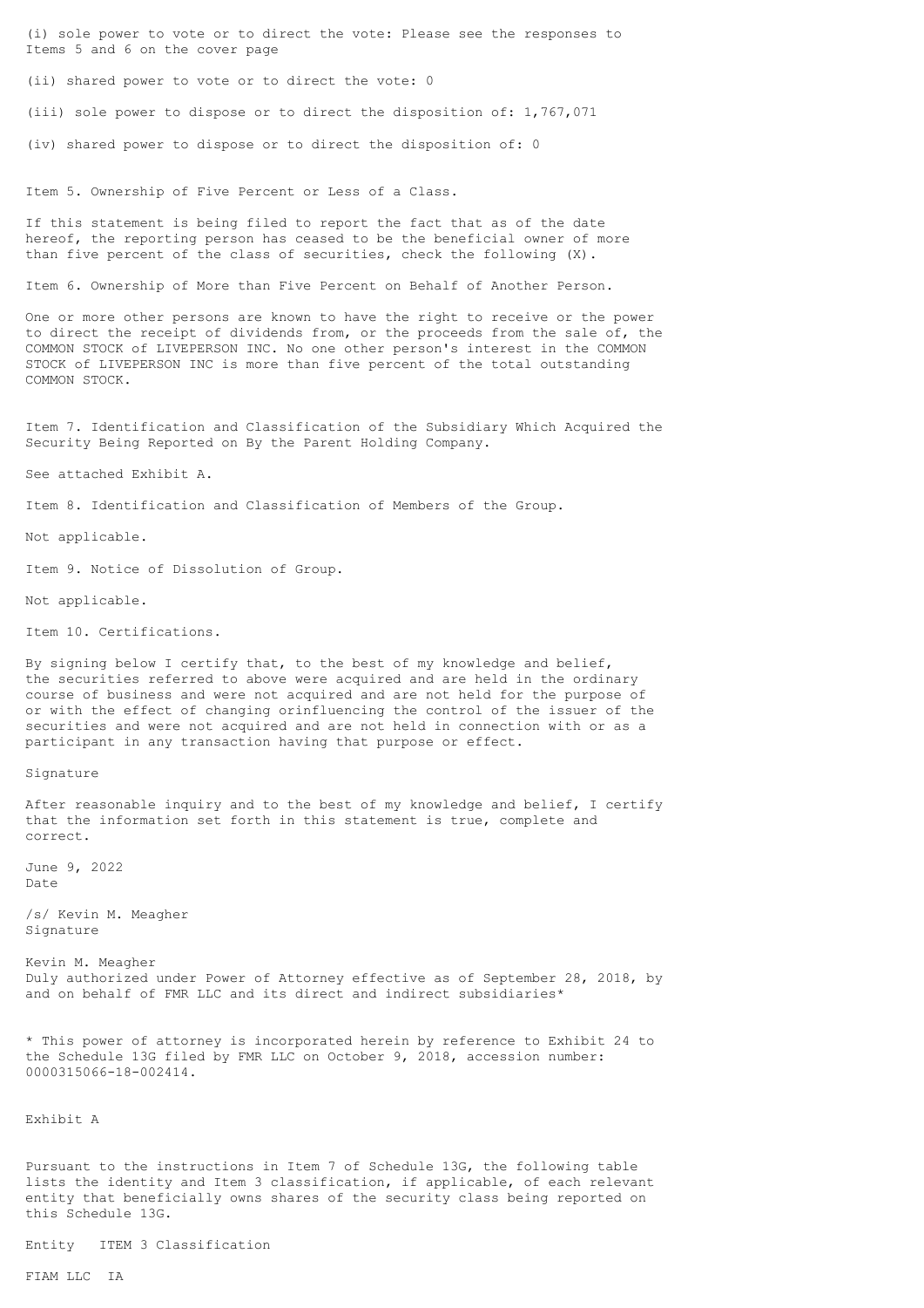(i) sole power to vote or to direct the vote: Please see the responses to Items 5 and 6 on the cover page

(ii) shared power to vote or to direct the vote: 0

(iii) sole power to dispose or to direct the disposition of: 1,767,071

(iv) shared power to dispose or to direct the disposition of: 0

Item 5. Ownership of Five Percent or Less of a Class.

If this statement is being filed to report the fact that as of the date hereof, the reporting person has ceased to be the beneficial owner of more than five percent of the class of securities, check the following (X).

Item 6. Ownership of More than Five Percent on Behalf of Another Person.

One or more other persons are known to have the right to receive or the power to direct the receipt of dividends from, or the proceeds from the sale of, the COMMON STOCK of LIVEPERSON INC. No one other person's interest in the COMMON STOCK of LIVEPERSON INC is more than five percent of the total outstanding COMMON STOCK.

Item 7. Identification and Classification of the Subsidiary Which Acquired the Security Being Reported on By the Parent Holding Company.

See attached Exhibit A.

Item 8. Identification and Classification of Members of the Group.

Not applicable.

Item 9. Notice of Dissolution of Group.

Not applicable.

Item 10. Certifications.

By signing below I certify that, to the best of my knowledge and belief, the securities referred to above were acquired and are held in the ordinary course of business and were not acquired and are not held for the purpose of or with the effect of changing orinfluencing the control of the issuer of the securities and were not acquired and are not held in connection with or as a participant in any transaction having that purpose or effect.

Signature

After reasonable inquiry and to the best of my knowledge and belief, I certify that the information set forth in this statement is true, complete and correct.

June 9, 2022
Date

/s/ Kevin M. Meagher
Signature

Kevin M. Meagher
Duly authorized under Power of Attorney effective as of September 28, 2018, by and on behalf of FMR LLC and its direct and indirect subsidiaries*

* This power of attorney is incorporated herein by reference to Exhibit 24 to the Schedule 13G filed by FMR LLC on October 9, 2018, accession number: 0000315066-18-002414.

Exhibit A

Pursuant to the instructions in Item 7 of Schedule 13G, the following table lists the identity and Item 3 classification, if applicable, of each relevant entity that beneficially owns shares of the security class being reported on this Schedule 13G.

| Entity | ITEM 3 Classification |
| --- | --- |
| FIAM LLC | IA |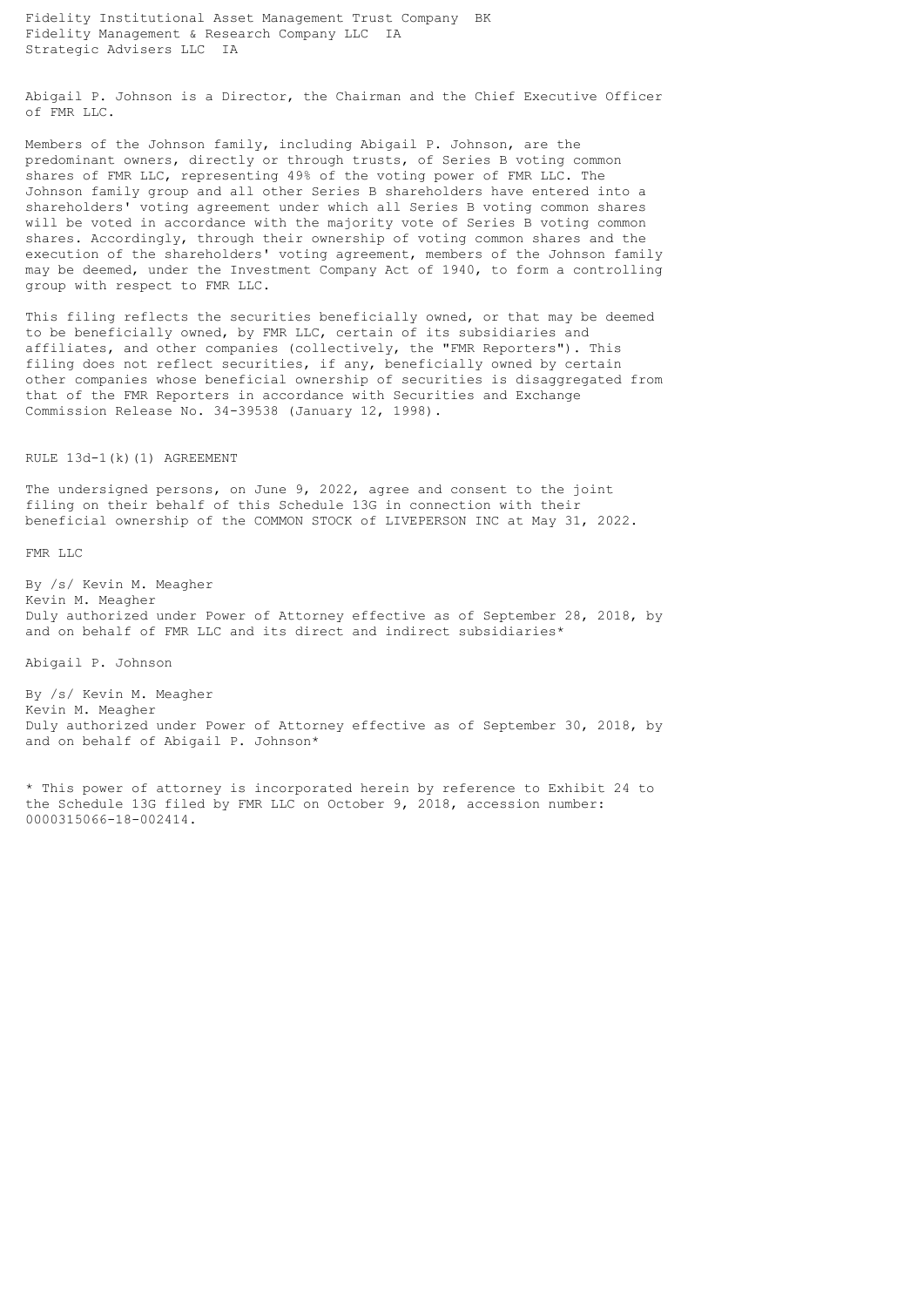Fidelity Institutional Asset Management Trust Company  BK
Fidelity Management & Research Company LLC  IA
Strategic Advisers LLC  IA

Abigail P. Johnson is a Director, the Chairman and the Chief Executive Officer of FMR LLC.

Members of the Johnson family, including Abigail P. Johnson, are the predominant owners, directly or through trusts, of Series B voting common shares of FMR LLC, representing 49% of the voting power of FMR LLC. The Johnson family group and all other Series B shareholders have entered into a shareholders' voting agreement under which all Series B voting common shares will be voted in accordance with the majority vote of Series B voting common shares. Accordingly, through their ownership of voting common shares and the execution of the shareholders' voting agreement, members of the Johnson family may be deemed, under the Investment Company Act of 1940, to form a controlling group with respect to FMR LLC.

This filing reflects the securities beneficially owned, or that may be deemed to be beneficially owned, by FMR LLC, certain of its subsidiaries and affiliates, and other companies (collectively, the "FMR Reporters"). This filing does not reflect securities, if any, beneficially owned by certain other companies whose beneficial ownership of securities is disaggregated from that of the FMR Reporters in accordance with Securities and Exchange Commission Release No. 34-39538 (January 12, 1998).

RULE 13d-1(k)(1) AGREEMENT

The undersigned persons, on June 9, 2022, agree and consent to the joint filing on their behalf of this Schedule 13G in connection with their beneficial ownership of the COMMON STOCK of LIVEPERSON INC at May 31, 2022.

FMR LLC

By /s/ Kevin M. Meagher
Kevin M. Meagher
Duly authorized under Power of Attorney effective as of September 28, 2018, by and on behalf of FMR LLC and its direct and indirect subsidiaries*

Abigail P. Johnson

By /s/ Kevin M. Meagher
Kevin M. Meagher
Duly authorized under Power of Attorney effective as of September 30, 2018, by and on behalf of Abigail P. Johnson*

* This power of attorney is incorporated herein by reference to Exhibit 24 to the Schedule 13G filed by FMR LLC on October 9, 2018, accession number: 0000315066-18-002414.